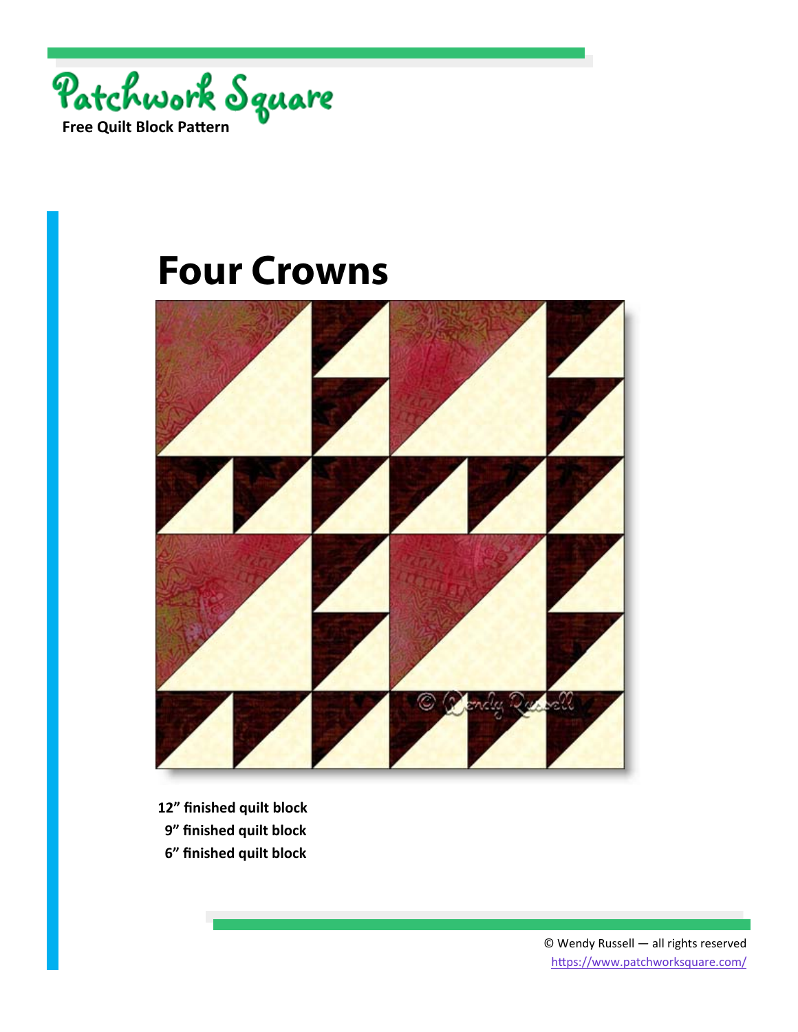Patchwork Square

Free Quilt Block Pattern

# Four Crowns

**12" finished quilt block**
**9" finished quilt block**
**6" finished quilt block**

© Wendy Russell — all rights reserved
https://www.patchworksquare.com/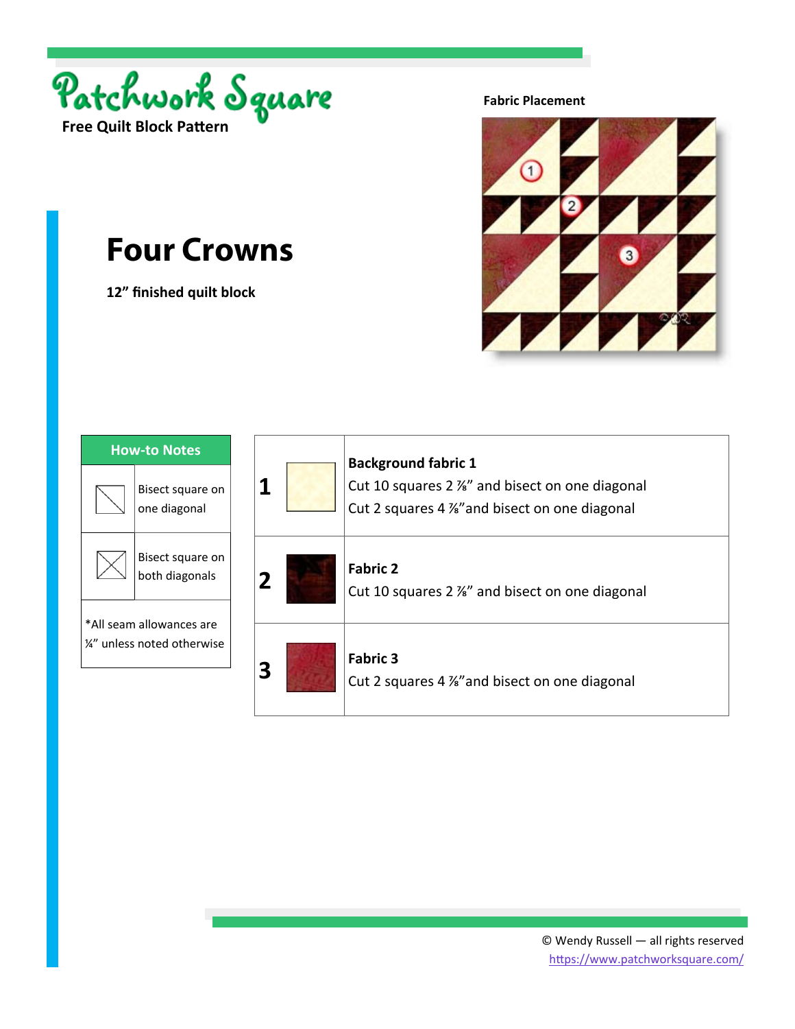Patchwork Square

**Free Quilt Block Pattern**

# Four Crowns

**12” finished quilt block**

**Fabric Placement**

| How-to Notes | |
|---|---|
| | Bisect square on one diagonal |
| | Bisect square on both diagonals |
| *All seam allowances are ¼” unless noted otherwise | |

| | | |
|---|---|---|
| **1** | | **Background fabric 1**<br>Cut 10 squares 2 ⅞” and bisect on one diagonal<br>Cut 2 squares 4 ⅞”and bisect on one diagonal |
| **2** | | **Fabric 2**<br>Cut 10 squares 2 ⅞” and bisect on one diagonal |
| **3** | | **Fabric 3**<br>Cut 2 squares 4 ⅞”and bisect on one diagonal |

© Wendy Russell — all rights reserved
https://www.patchworksquare.com/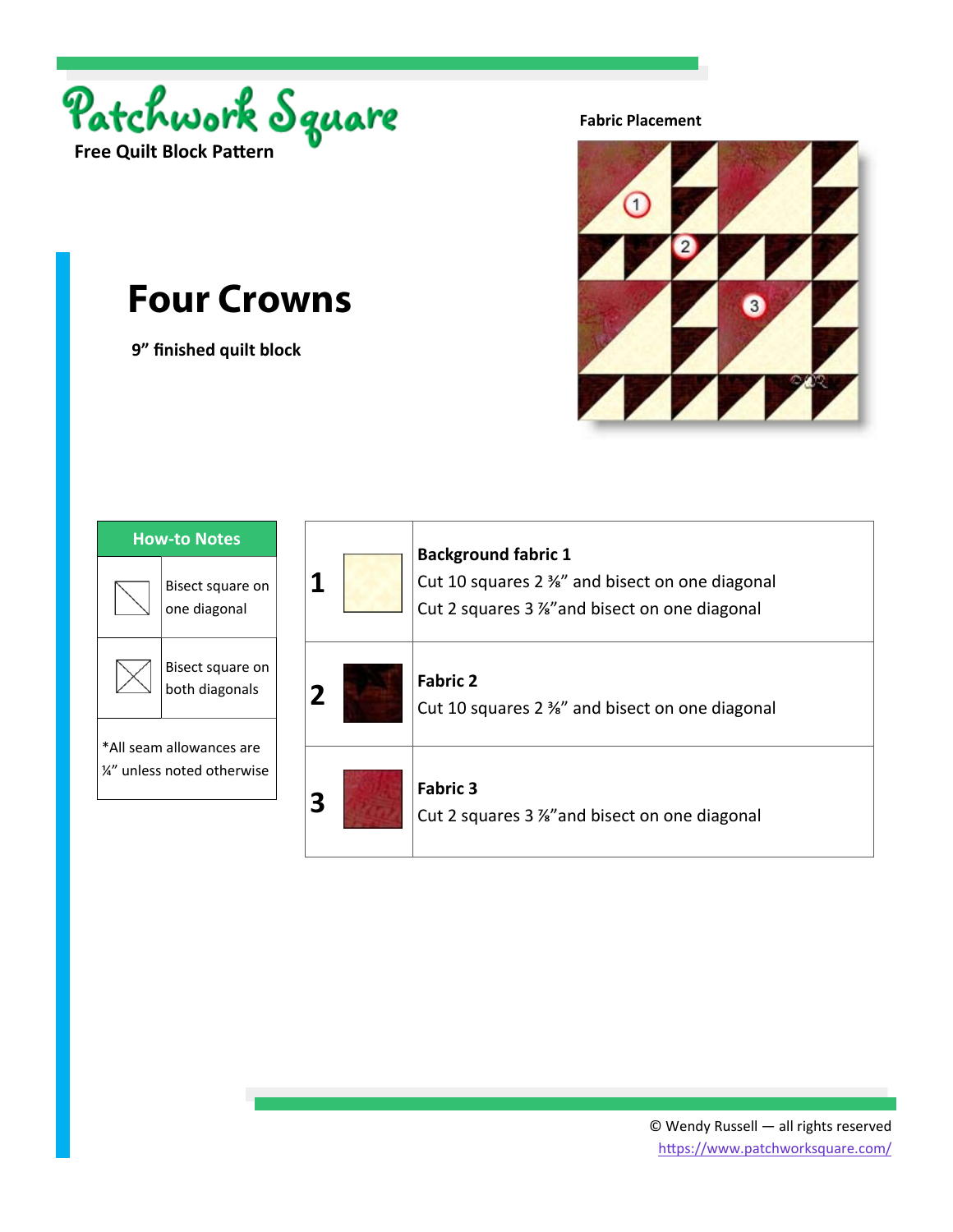Patchwork Square

Free Quilt Block Pattern

# Four Crowns

**9" finished quilt block**

**Fabric Placement**

| How-to Notes | |
|---|---|
| | Bisect square on one diagonal |
| | Bisect square on both diagonals |
| *All seam allowances are ¼" unless noted otherwise | |

| | | |
|---|---|---|
| **1** | | **Background fabric 1**<br>Cut 10 squares 2 ⅜" and bisect on one diagonal<br>Cut 2 squares 3 ⅞"and bisect on one diagonal |
| **2** | | **Fabric 2**<br>Cut 10 squares 2 ⅜" and bisect on one diagonal |
| **3** | | **Fabric 3**<br>Cut 2 squares 3 ⅞"and bisect on one diagonal |

© Wendy Russell — all rights reserved
https://www.patchworksquare.com/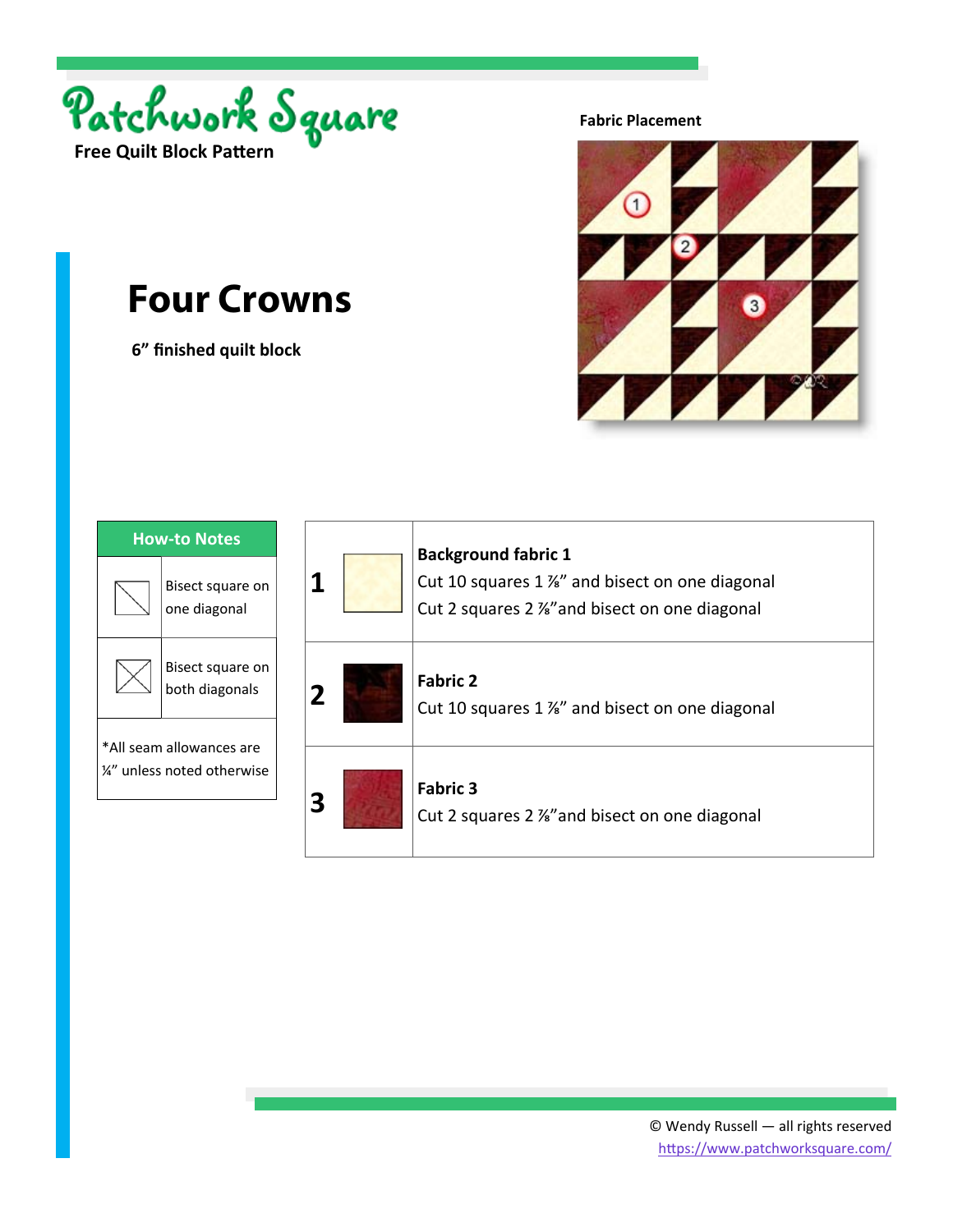Patchwork Square

Free Quilt Block Pattern

# Four Crowns

6” finished quilt block

**Fabric Placement**

| How-to Notes | |
|---|---|
| | Bisect square on one diagonal |
| | Bisect square on both diagonals |
| *All seam allowances are ¼” unless noted otherwise | |

| | | |
|---|---|---|
| **1** | | **Background fabric 1**<br>Cut 10 squares 1 ⅞” and bisect on one diagonal<br>Cut 2 squares 2 ⅞”and bisect on one diagonal |
| **2** | | **Fabric 2**<br>Cut 10 squares 1 ⅞” and bisect on one diagonal |
| **3** | | **Fabric 3**<br>Cut 2 squares 2 ⅞”and bisect on one diagonal |

© Wendy Russell — all rights reserved
https://www.patchworksquare.com/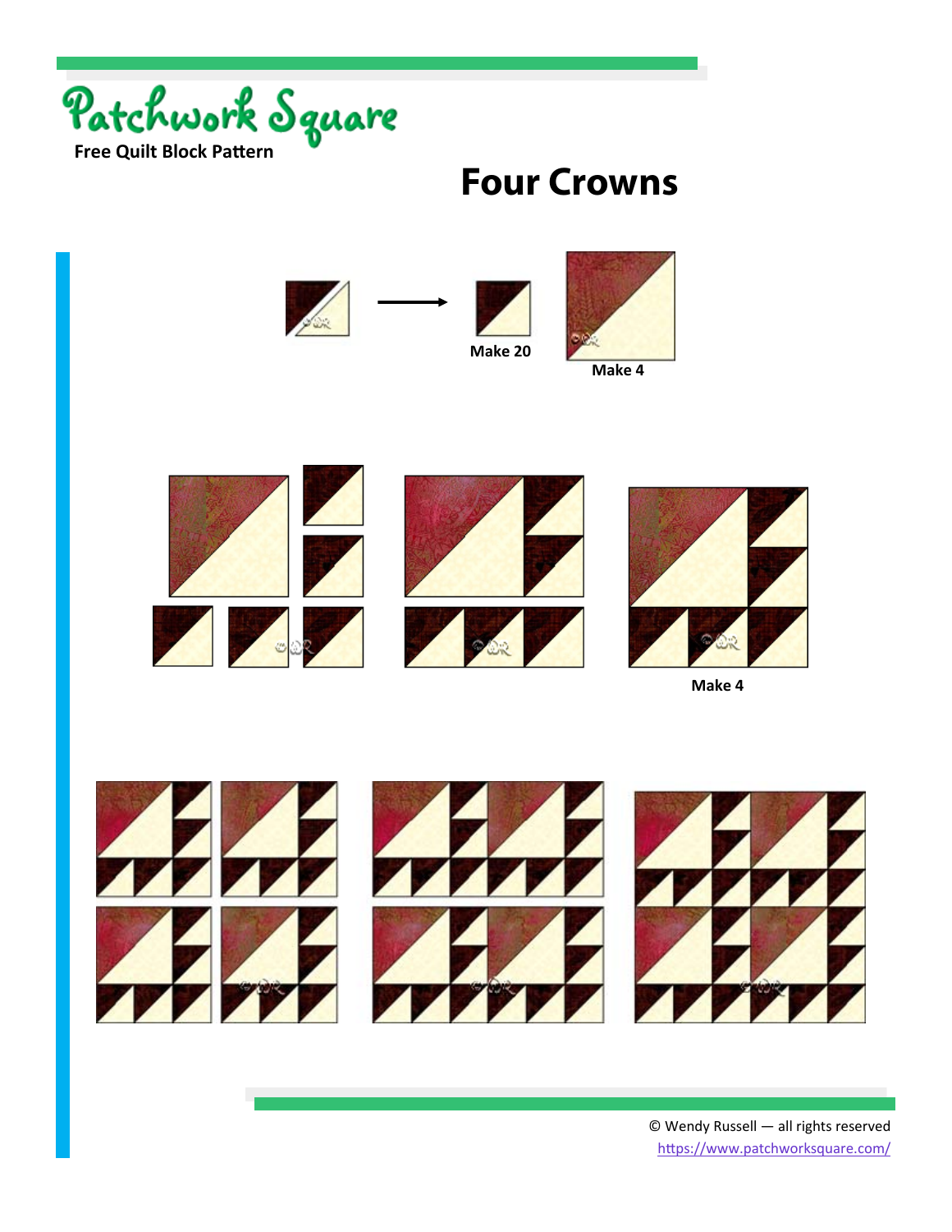Patchwork Square

**Free Quilt Block Pattern**

# Four Crowns

**Make 20**

**Make 4**

**Make 4**

© Wendy Russell — all rights reserved
https://www.patchworksquare.com/